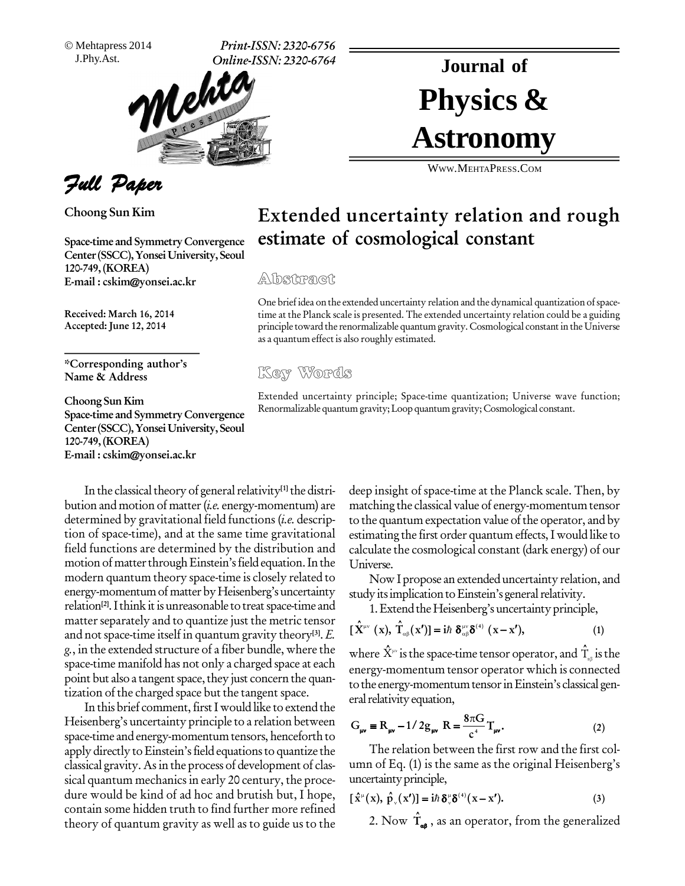© Mehtapress 2014
J.Phy.Ast.

Print-ISSN: 2320-6756
Online-ISSN: 2320-6764

# Journal of Physics & Astronomy

WWW.MEHTAPRESS.COM

*Full Paper*

# Extended uncertainty relation and rough estimate of cosmological constant

**Choong Sun Kim**

**Space-time and Symmetry Convergence Center (SSCC), Yonsei University, Seoul 120-749, (KOREA)**
**E-mail : cskim@yonsei.ac.kr**

**Received: March 16, 2014**
**Accepted: June 12, 2014**

**\*Corresponding author's Name & Address**

**Choong Sun Kim**
**Space-time and Symmetry Convergence Center (SSCC), Yonsei University, Seoul 120-749, (KOREA)**
**E-mail : cskim@yonsei.ac.kr**

## Abstract

One brief idea on the extended uncertainty relation and the dynamical quantization of space-time at the Planck scale is presented. The extended uncertainty relation could be a guiding principle toward the renormalizable quantum gravity. Cosmological constant in the Universe as a quantum effect is also roughly estimated.

## Key Words

Extended uncertainty principle; Space-time quantization; Universe wave function; Renormalizable quantum gravity; Loop quantum gravity; Cosmological constant.

In the classical theory of general relativity[1] the distribution and motion of matter (*i.e.* energy-momentum) are determined by gravitational field functions (*i.e.* description of space-time), and at the same time gravitational field functions are determined by the distribution and motion of matter through Einstein's field equation. In the modern quantum theory space-time is closely related to energy-momentum of matter by Heisenberg's uncertainty relation[2]. I think it is unreasonable to treat space-time and matter separately and to quantize just the metric tensor and not space-time itself in quantum gravity theory[3]. *E. g.*, in the extended structure of a fiber bundle, where the space-time manifold has not only a charged space at each point but also a tangent space, they just concern the quantization of the charged space but the tangent space.

In this brief comment, first I would like to extend the Heisenberg's uncertainty principle to a relation between space-time and energy-momentum tensors, henceforth to apply directly to Einstein's field equations to quantize the classical gravity. As in the process of development of classical quantum mechanics in early 20 century, the procedure would be kind of ad hoc and brutish but, I hope, contain some hidden truth to find further more refined theory of quantum gravity as well as to guide us to the deep insight of space-time at the Planck scale. Then, by matching the classical value of energy-momentum tensor to the quantum expectation value of the operator, and by estimating the first order quantum effects, I would like to calculate the cosmological constant (dark energy) of our Universe.

Now I propose an extended uncertainty relation, and study its implication to Einstein's general relativity.

1. Extend the Heisenberg's uncertainty principle,

$$[\hat{X}^{\mu\nu}(x),\ \hat{T}_{\alpha\beta}(x')] = i\hbar\ \delta^{\mu\nu}_{\alpha\beta}\delta^{(4)}(x - x'), \qquad (1)$$

where $\hat{X}^{\mu\nu}$ is the space-time tensor operator, and $\hat{T}_{\alpha\beta}$ is the energy-momentum tensor operator which is connected to the energy-momentum tensor in Einstein's classical general relativity equation,

$$G_{\mu\nu} \equiv R_{\mu\nu} - 1/2 g_{\mu\nu} R = \frac{8\pi G}{c^4} T_{\mu\nu}. \qquad (2)$$

The relation between the first row and the first column of Eq. (1) is the same as the original Heisenberg's uncertainty principle,

$$[\hat{x}^{\mu}(x),\ \hat{p}_{\nu}(x')] = i\hbar\, \delta^{\mu}_{\nu}\delta^{(4)}(x - x'). \qquad (3)$$

2. Now $\hat{T}_{\alpha\beta}$, as an operator, from the generalized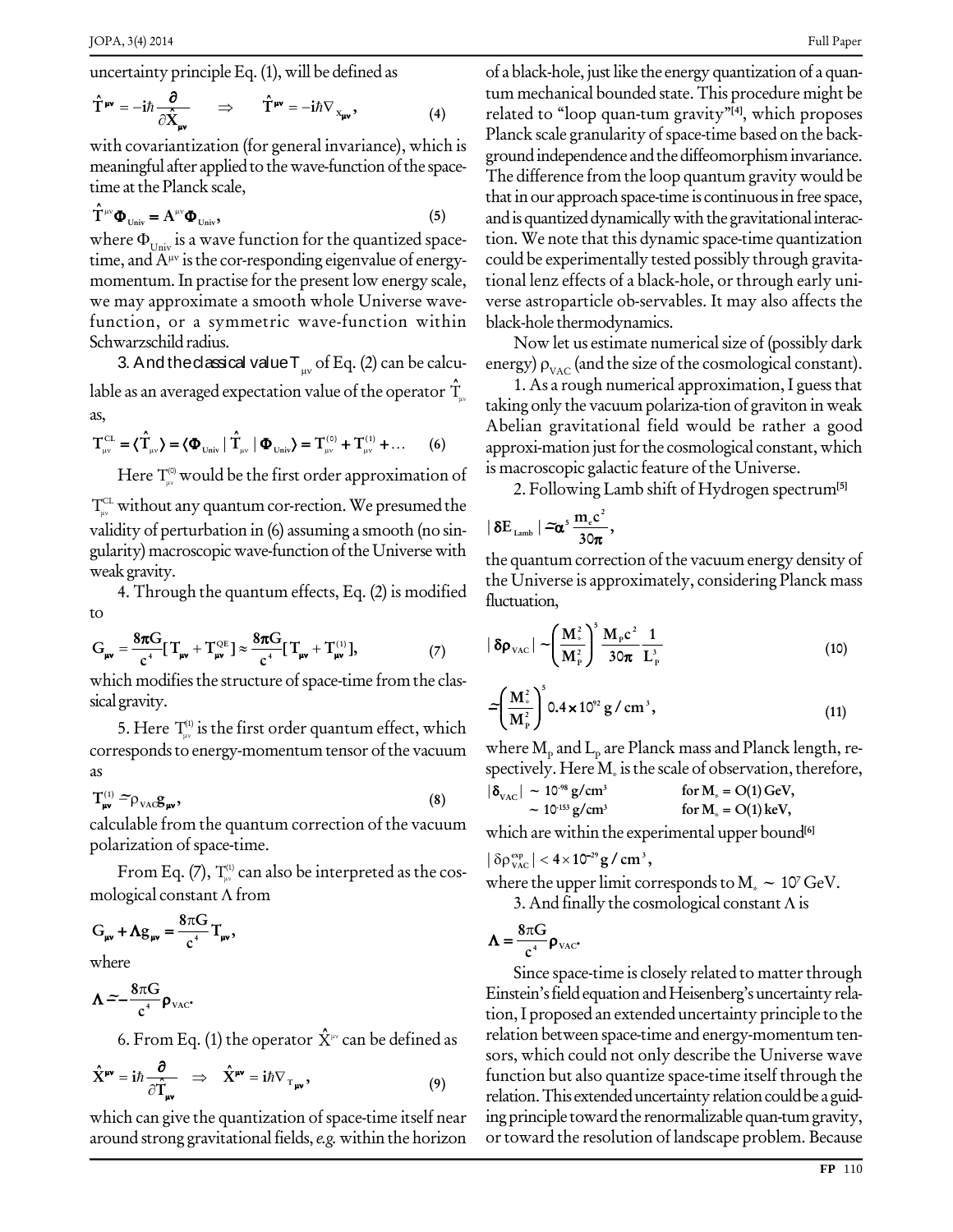uncertainty principle Eq. (1), will be defined as

$$\hat{T}^{\mu\nu} = -i\hbar \frac{\partial}{\partial \hat{X}_{\mu\nu}} \quad \Rightarrow \quad \hat{T}^{\mu\nu} = -i\hbar \nabla_{X_{\mu\nu}}, \tag{4}$$

with covariantization (for general invariance), which is meaningful after applied to the wave-function of the space-time at the Planck scale,

$$\hat{T}^{\mu\nu}\Phi_{Univ} = A^{\mu\nu}\Phi_{Univ}, \tag{5}$$

where $\Phi_{Univ}$ is a wave function for the quantized space-time, and $A^{\mu\nu}$ is the cor-responding eigenvalue of energy-momentum. In practise for the present low energy scale, we may approximate a smooth whole Universe wave-function, or a symmetric wave-function within Schwarzschild radius.

3. And the classical value $T_{\mu\nu}$ of Eq. (2) can be calculable as an averaged expectation value of the operator $\hat{T}_{\mu\nu}$ as,

$$T^{CL}_{\mu\nu} = \langle \hat{T}_{\mu\nu} \rangle = \langle \Phi_{Univ} | \hat{T}_{\mu\nu} | \Phi_{Univ} \rangle = T^{(0)}_{\mu\nu} + T^{(1)}_{\mu\nu} + \ldots \tag{6}$$

Here $T^{(0)}_{\mu\nu}$ would be the first order approximation of $T^{CL}_{\mu\nu}$ without any quantum cor-rection. We presumed the validity of perturbation in (6) assuming a smooth (no singularity) macroscopic wave-function of the Universe with weak gravity.

4. Through the quantum effects, Eq. (2) is modified to

$$G_{\mu\nu} = \frac{8\pi G}{c^4}[T_{\mu\nu} + T^{QE}_{\mu\nu}] \approx \frac{8\pi G}{c^4}[T_{\mu\nu} + T^{(1)}_{\mu\nu}], \tag{7}$$

which modifies the structure of space-time from the classical gravity.

5. Here $T^{(1)}_{\mu\nu}$ is the first order quantum effect, which corresponds to energy-momentum tensor of the vacuum as

$$T^{(1)}_{\mu\nu} \simeq \rho_{VAC} g_{\mu\nu}, \tag{8}$$

calculable from the quantum correction of the vacuum polarization of space-time.

From Eq. (7), $T^{(1)}_{\mu\nu}$ can also be interpreted as the cosmological constant $\Lambda$ from

$$G_{\mu\nu} + \Lambda g_{\mu\nu} = \frac{8\pi G}{c^4} T_{\mu\nu},$$

where

$$\Lambda \simeq -\frac{8\pi G}{c^4}\rho_{VAC}.$$

6. From Eq. (1) the operator $\hat{X}^{\mu\nu}$ can be defined as

$$\hat{X}^{\mu\nu} = i\hbar \frac{\partial}{\partial \hat{T}_{\mu\nu}} \quad \Rightarrow \quad \hat{X}^{\mu\nu} = i\hbar \nabla_{T_{\mu\nu}}, \tag{9}$$

which can give the quantization of space-time itself near around strong gravitational fields, *e.g.* within the horizon of a black-hole, just like the energy quantization of a quantum mechanical bounded state. This procedure might be related to "loop quan-tum gravity"[4], which proposes Planck scale granularity of space-time based on the background independence and the diffeomorphism invariance. The difference from the loop quantum gravity would be that in our approach space-time is continuous in free space, and is quantized dynamically with the gravitational interaction. We note that this dynamic space-time quantization could be experimentally tested possibly through gravitational lenz effects of a black-hole, or through early universe astroparticle ob-servables. It may also affects the black-hole thermodynamics.

Now let us estimate numerical size of (possibly dark energy) $\rho_{VAC}$ (and the size of the cosmological constant).

1. As a rough numerical approximation, I guess that taking only the vacuum polariza-tion of graviton in weak Abelian gravitational field would be rather a good approxi-mation just for the cosmological constant, which is macroscopic galactic feature of the Universe.

2. Following Lamb shift of Hydrogen spectrum[5]

$$|\delta E_{Lamb}| \simeq \alpha^5 \frac{m_e c^2}{30\pi},$$

the quantum correction of the vacuum energy density of the Universe is approximately, considering Planck mass fluctuation,

$$|\delta\rho_{VAC}| \sim \left(\frac{M_*^2}{M_P^2}\right)^5 \frac{M_P c^2}{30\pi} \frac{1}{L_P^3} \tag{10}$$

$$\simeq \left(\frac{M_*^2}{M_P^2}\right)^5 0.4 \times 10^{92}\ g/cm^3, \tag{11}$$

where $M_P$ and $L_P$ are Planck mass and Planck length, respectively. Here $M_*$ is the scale of observation, therefore,

$$|\delta_{VAC}| \sim 10^{-98}\ g/cm^3 \qquad \text{for } M_* = O(1)\,\text{GeV},$$
$$\sim 10^{-153}\ g/cm^3 \qquad \text{for } M_* = O(1)\,\text{keV},$$

which are within the experimental upper bound[6]

$$|\delta\rho^{exp}_{VAC}| < 4 \times 10^{-29}\ g/cm^3,$$

where the upper limit corresponds to $M_* \sim 10^7$ GeV.

3. And finally the cosmological constant $\Lambda$ is

$$\Lambda = \frac{8\pi G}{c^4}\rho_{VAC}.$$

Since space-time is closely related to matter through Einstein's field equation and Heisenberg's uncertainty relation, I proposed an extended uncertainty principle to the relation between space-time and energy-momentum tensors, which could not only describe the Universe wave function but also quantize space-time itself through the relation. This extended uncertainty relation could be a guiding principle toward the renormalizable quan-tum gravity, or toward the resolution of landscape problem. Because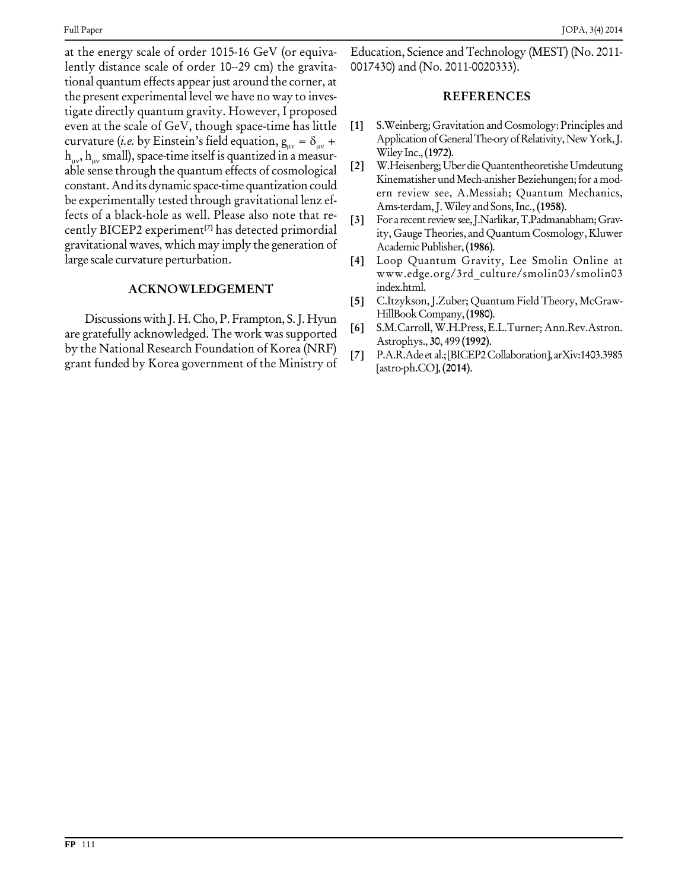at the energy scale of order 1015-16 GeV (or equivalently distance scale of order 10--29 cm) the gravitational quantum effects appear just around the corner, at the present experimental level we have no way to investigate directly quantum gravity. However, I proposed even at the scale of GeV, though space-time has little curvature (*i.e.* by Einstein's field equation, $g_{\mu\nu} = \delta_{\mu\nu} + h_{\mu\nu}$, $h_{\mu\nu}$ small), space-time itself is quantized in a measurable sense through the quantum effects of cosmological constant. And its dynamic space-time quantization could be experimentally tested through gravitational lenz effects of a black-hole as well. Please also note that recently BICEP2 experiment[7] has detected primordial gravitational waves, which may imply the generation of large scale curvature perturbation.

## ACKNOWLEDGEMENT

Discussions with J. H. Cho, P. Frampton, S. J. Hyun are gratefully acknowledged. The work was supported by the National Research Foundation of Korea (NRF) grant funded by Korea government of the Ministry of Education, Science and Technology (MEST) (No. 2011-0017430) and (No. 2011-0020333).

## REFERENCES

[1] S.Weinberg; Gravitation and Cosmology: Principles and Application of General The-ory of Relativity, New York, J. Wiley Inc., **(1972)**.

[2] W.Heisenberg; Uber die Quantentheoretishe Umdeutung Kinematisher und Mech-anisher Beziehungen; for a modern review see, A.Messiah; Quantum Mechanics, Ams-terdam, J. Wiley and Sons, Inc., **(1958)**.

[3] For a recent review see, J.Narlikar, T.Padmanabham; Gravity, Gauge Theories, and Quantum Cosmology, Kluwer Academic Publisher, **(1986)**.

[4] Loop Quantum Gravity, Lee Smolin Online at www.edge.org/3rd_culture/smolin03/smolin03 index.html.

[5] C.Itzykson, J.Zuber; Quantum Field Theory, McGraw-HillBook Company, **(1980)**.

[6] S.M.Carroll, W.H.Press, E.L.Turner; Ann.Rev.Astron. Astrophys., **30**, 499 **(1992)**.

[7] P.A.R.Ade et al.; [BICEP2 Collaboration], arXiv:1403.3985 [astro-ph.CO], **(2014)**.